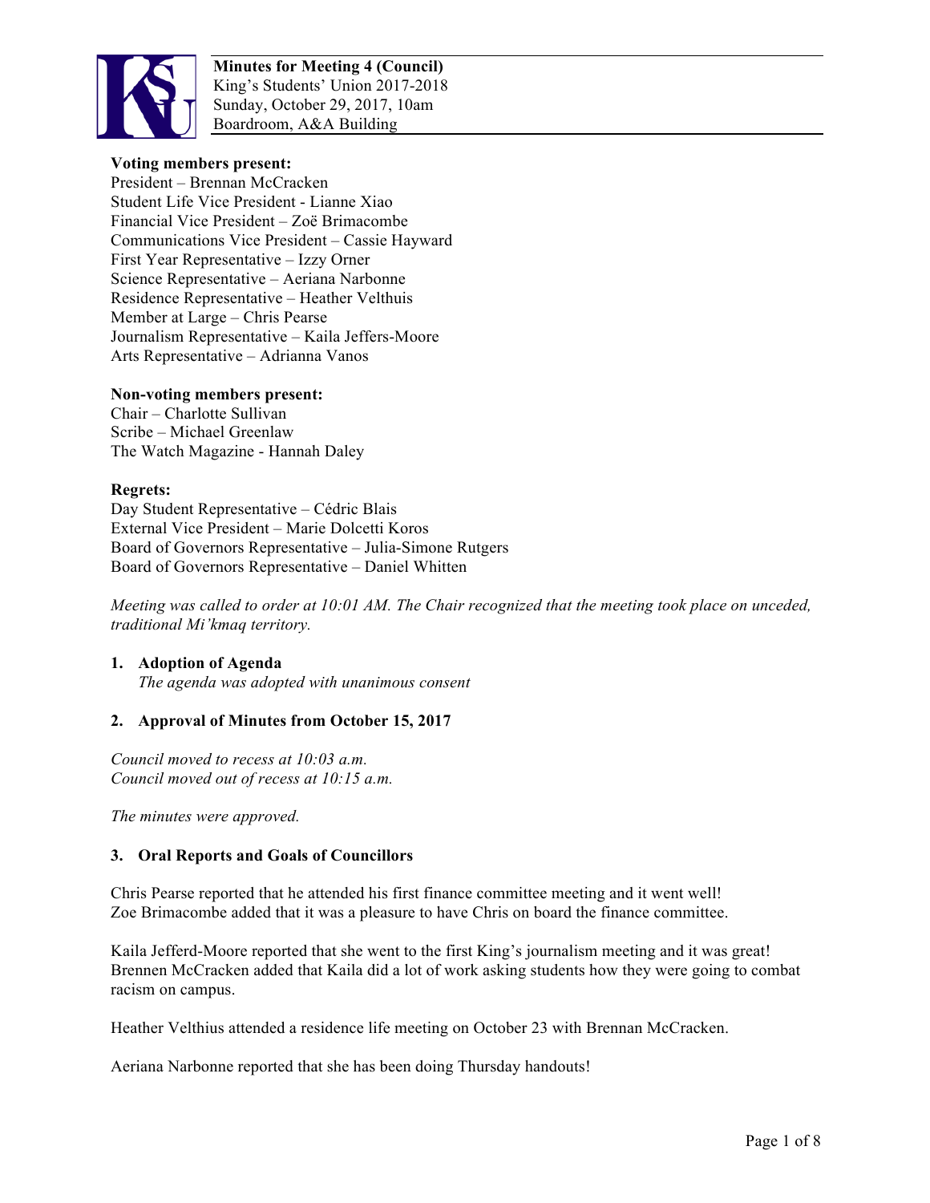**Minutes for Meeting 4 (Council)**
King's Students' Union 2017-2018
Sunday, October 29, 2017, 10am
Boardroom, A&A Building

**Voting members present:**
President – Brennan McCracken
Student Life Vice President - Lianne Xiao
Financial Vice President – Zoë Brimacombe
Communications Vice President – Cassie Hayward
First Year Representative – Izzy Orner
Science Representative – Aeriana Narbonne
Residence Representative – Heather Velthuis
Member at Large – Chris Pearse
Journalism Representative – Kaila Jeffers-Moore
Arts Representative – Adrianna Vanos

**Non-voting members present:**
Chair – Charlotte Sullivan
Scribe – Michael Greenlaw
The Watch Magazine - Hannah Daley

**Regrets:**
Day Student Representative – Cédric Blais
External Vice President – Marie Dolcetti Koros
Board of Governors Representative – Julia-Simone Rutgers
Board of Governors Representative – Daniel Whitten

*Meeting was called to order at 10:01 AM. The Chair recognized that the meeting took place on unceded, traditional Mi'kmaq territory.*

1. **Adoption of Agenda**
   *The agenda was adopted with unanimous consent*

2. **Approval of Minutes from October 15, 2017**

*Council moved to recess at 10:03 a.m.*
*Council moved out of recess at 10:15 a.m.*

*The minutes were approved.*

3. **Oral Reports and Goals of Councillors**

Chris Pearse reported that he attended his first finance committee meeting and it went well!
Zoe Brimacombe added that it was a pleasure to have Chris on board the finance committee.

Kaila Jefferd-Moore reported that she went to the first King's journalism meeting and it was great!
Brennen McCracken added that Kaila did a lot of work asking students how they were going to combat racism on campus.

Heather Velthius attended a residence life meeting on October 23 with Brennan McCracken.

Aeriana Narbonne reported that she has been doing Thursday handouts!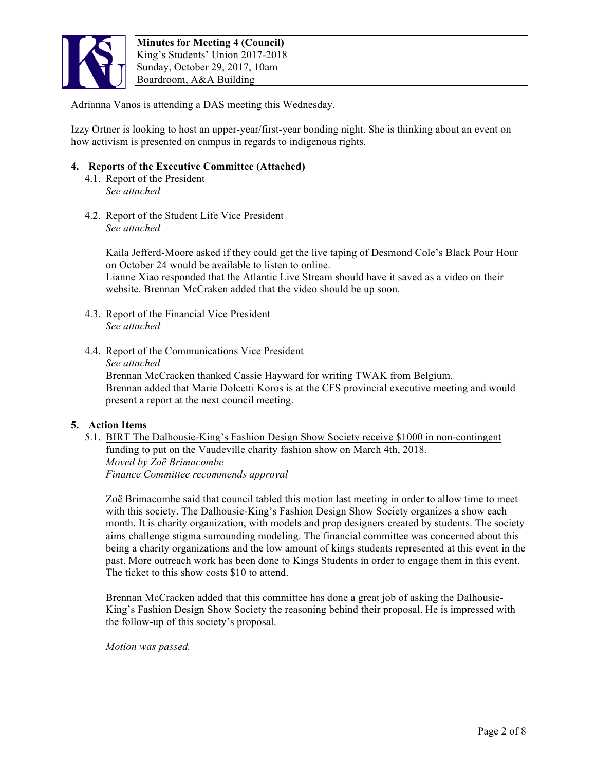Adrianna Vanos is attending a DAS meeting this Wednesday.

Izzy Ortner is looking to host an upper-year/first-year bonding night. She is thinking about an event on how activism is presented on campus in regards to indigenous rights.

## 4. Reports of the Executive Committee (Attached)

4.1. Report of the President

*See attached*

4.2. Report of the Student Life Vice President

*See attached*

Kaila Jefferd-Moore asked if they could get the live taping of Desmond Cole's Black Pour Hour on October 24 would be available to listen to online.
Lianne Xiao responded that the Atlantic Live Stream should have it saved as a video on their website. Brennan McCraken added that the video should be up soon.

4.3. Report of the Financial Vice President

*See attached*

4.4. Report of the Communications Vice President

*See attached*

Brennan McCracken thanked Cassie Hayward for writing TWAK from Belgium.
Brennan added that Marie Dolcetti Koros is at the CFS provincial executive meeting and would present a report at the next council meeting.

## 5. Action Items

5.1. <u>BIRT The Dalhousie-King's Fashion Design Show Society receive $1000 in non-contingent funding to put on the Vaudeville charity fashion show on March 4th, 2018.</u>

*Moved by Zoë Brimacombe*

*Finance Committee recommends approval*

Zoë Brimacombe said that council tabled this motion last meeting in order to allow time to meet with this society. The Dalhousie-King's Fashion Design Show Society organizes a show each month. It is charity organization, with models and prop designers created by students. The society aims challenge stigma surrounding modeling. The financial committee was concerned about this being a charity organizations and the low amount of kings students represented at this event in the past. More outreach work has been done to Kings Students in order to engage them in this event. The ticket to this show costs $10 to attend.

Brennan McCracken added that this committee has done a great job of asking the Dalhousie-King's Fashion Design Show Society the reasoning behind their proposal. He is impressed with the follow-up of this society's proposal.

*Motion was passed.*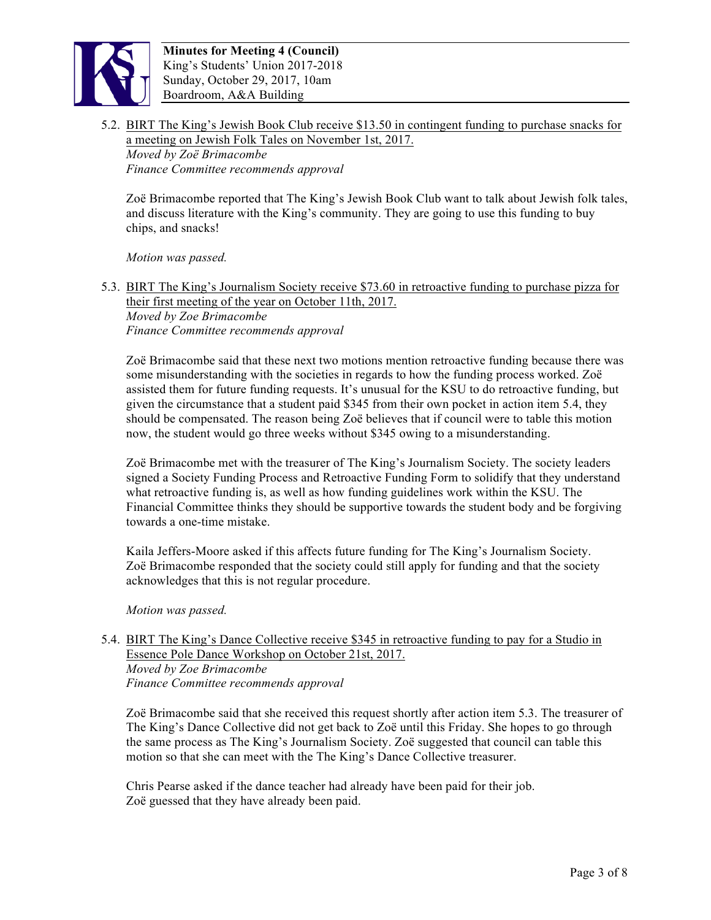5.2. <u>BIRT The King's Jewish Book Club receive $13.50 in contingent funding to purchase snacks for a meeting on Jewish Folk Tales on November 1st, 2017.</u>
*Moved by Zoë Brimacombe*
*Finance Committee recommends approval*

Zoë Brimacombe reported that The King's Jewish Book Club want to talk about Jewish folk tales, and discuss literature with the King's community. They are going to use this funding to buy chips, and snacks!

*Motion was passed.*

5.3. <u>BIRT The King's Journalism Society receive $73.60 in retroactive funding to purchase pizza for their first meeting of the year on October 11th, 2017.</u>
*Moved by Zoe Brimacombe*
*Finance Committee recommends approval*

Zoë Brimacombe said that these next two motions mention retroactive funding because there was some misunderstanding with the societies in regards to how the funding process worked. Zoë assisted them for future funding requests. It's unusual for the KSU to do retroactive funding, but given the circumstance that a student paid $345 from their own pocket in action item 5.4, they should be compensated. The reason being Zoë believes that if council were to table this motion now, the student would go three weeks without $345 owing to a misunderstanding.

Zoë Brimacombe met with the treasurer of The King's Journalism Society. The society leaders signed a Society Funding Process and Retroactive Funding Form to solidify that they understand what retroactive funding is, as well as how funding guidelines work within the KSU. The Financial Committee thinks they should be supportive towards the student body and be forgiving towards a one-time mistake.

Kaila Jeffers-Moore asked if this affects future funding for The King's Journalism Society. Zoë Brimacombe responded that the society could still apply for funding and that the society acknowledges that this is not regular procedure.

*Motion was passed.*

5.4. <u>BIRT The King's Dance Collective receive $345 in retroactive funding to pay for a Studio in Essence Pole Dance Workshop on October 21st, 2017.</u>
*Moved by Zoe Brimacombe*
*Finance Committee recommends approval*

Zoë Brimacombe said that she received this request shortly after action item 5.3. The treasurer of The King's Dance Collective did not get back to Zoë until this Friday. She hopes to go through the same process as The King's Journalism Society. Zoë suggested that council can table this motion so that she can meet with the The King's Dance Collective treasurer.

Chris Pearse asked if the dance teacher had already have been paid for their job.
Zoë guessed that they have already been paid.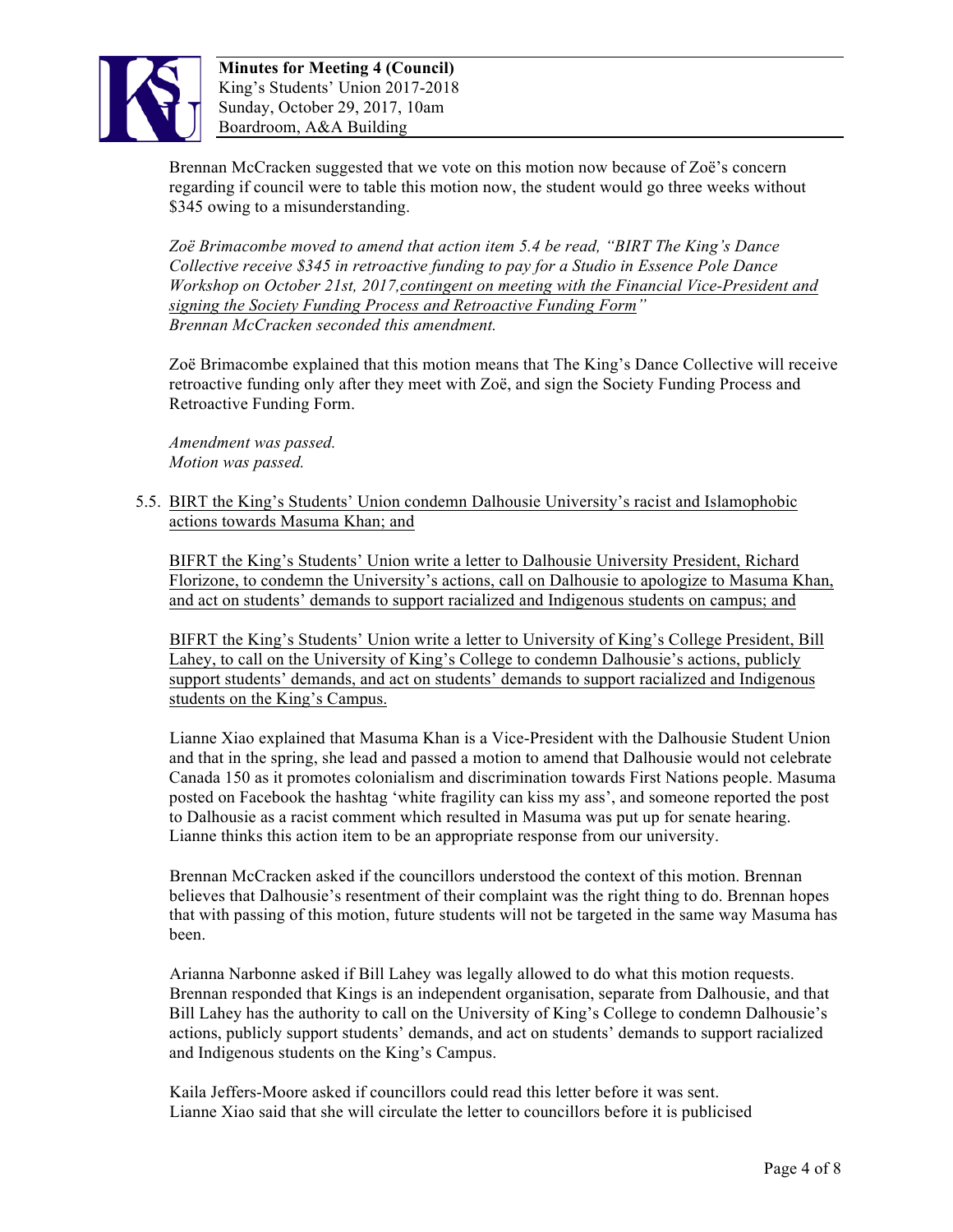Brennan McCracken suggested that we vote on this motion now because of Zoë's concern regarding if council were to table this motion now, the student would go three weeks without $345 owing to a misunderstanding.

*Zoë Brimacombe moved to amend that action item 5.4 be read, "BIRT The King's Dance Collective receive $345 in retroactive funding to pay for a Studio in Essence Pole Dance Workshop on October 21st, 2017,<u>contingent on meeting with the Financial Vice-President and signing the Society Funding Process and Retroactive Funding Form</u>"*
*Brennan McCracken seconded this amendment.*

Zoë Brimacombe explained that this motion means that The King's Dance Collective will receive retroactive funding only after they meet with Zoë, and sign the Society Funding Process and Retroactive Funding Form.

*Amendment was passed.*
*Motion was passed.*

5.5. <u>BIRT the King's Students' Union condemn Dalhousie University's racist and Islamophobic actions towards Masuma Khan; and</u>

<u>BIFRT the King's Students' Union write a letter to Dalhousie University President, Richard Florizone, to condemn the University's actions, call on Dalhousie to apologize to Masuma Khan, and act on students' demands to support racialized and Indigenous students on campus; and</u>

<u>BIFRT the King's Students' Union write a letter to University of King's College President, Bill Lahey, to call on the University of King's College to condemn Dalhousie's actions, publicly support students' demands, and act on students' demands to support racialized and Indigenous students on the King's Campus.</u>

Lianne Xiao explained that Masuma Khan is a Vice-President with the Dalhousie Student Union and that in the spring, she lead and passed a motion to amend that Dalhousie would not celebrate Canada 150 as it promotes colonialism and discrimination towards First Nations people. Masuma posted on Facebook the hashtag 'white fragility can kiss my ass', and someone reported the post to Dalhousie as a racist comment which resulted in Masuma was put up for senate hearing. Lianne thinks this action item to be an appropriate response from our university.

Brennan McCracken asked if the councillors understood the context of this motion. Brennan believes that Dalhousie's resentment of their complaint was the right thing to do. Brennan hopes that with passing of this motion, future students will not be targeted in the same way Masuma has been.

Arianna Narbonne asked if Bill Lahey was legally allowed to do what this motion requests. Brennan responded that Kings is an independent organisation, separate from Dalhousie, and that Bill Lahey has the authority to call on the University of King's College to condemn Dalhousie's actions, publicly support students' demands, and act on students' demands to support racialized and Indigenous students on the King's Campus.

Kaila Jeffers-Moore asked if councillors could read this letter before it was sent.
Lianne Xiao said that she will circulate the letter to councillors before it is publicised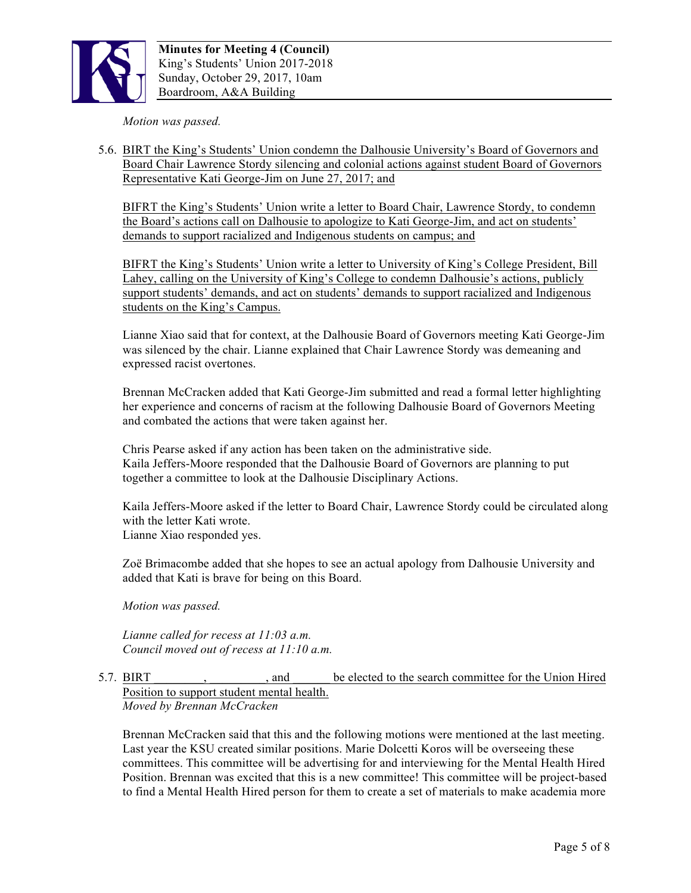*Motion was passed.*

5.6. <u>BIRT the King's Students' Union condemn the Dalhousie University's Board of Governors and Board Chair Lawrence Stordy silencing and colonial actions against student Board of Governors Representative Kati George-Jim on June 27, 2017; and</u>

<u>BIFRT the King's Students' Union write a letter to Board Chair, Lawrence Stordy, to condemn the Board's actions call on Dalhousie to apologize to Kati George-Jim, and act on students' demands to support racialized and Indigenous students on campus; and</u>

<u>BIFRT the King's Students' Union write a letter to University of King's College President, Bill Lahey, calling on the University of King's College to condemn Dalhousie's actions, publicly support students' demands, and act on students' demands to support racialized and Indigenous students on the King's Campus.</u>

Lianne Xiao said that for context, at the Dalhousie Board of Governors meeting Kati George-Jim was silenced by the chair. Lianne explained that Chair Lawrence Stordy was demeaning and expressed racist overtones.

Brennan McCracken added that Kati George-Jim submitted and read a formal letter highlighting her experience and concerns of racism at the following Dalhousie Board of Governors Meeting and combated the actions that were taken against her.

Chris Pearse asked if any action has been taken on the administrative side.
Kaila Jeffers-Moore responded that the Dalhousie Board of Governors are planning to put together a committee to look at the Dalhousie Disciplinary Actions.

Kaila Jeffers-Moore asked if the letter to Board Chair, Lawrence Stordy could be circulated along with the letter Kati wrote.
Lianne Xiao responded yes.

Zoë Brimacombe added that she hopes to see an actual apology from Dalhousie University and added that Kati is brave for being on this Board.

*Motion was passed.*

*Lianne called for recess at 11:03 a.m.*
*Council moved out of recess at 11:10 a.m.*

5.7. <u>BIRT \_\_\_\_\_\_\_\_, \_\_\_\_\_\_\_\_\_, and \_\_\_\_\_\_ be elected to the search committee for the Union Hired Position to support student mental health.</u>
*Moved by Brennan McCracken*

Brennan McCracken said that this and the following motions were mentioned at the last meeting. Last year the KSU created similar positions. Marie Dolcetti Koros will be overseeing these committees. This committee will be advertising for and interviewing for the Mental Health Hired Position. Brennan was excited that this is a new committee! This committee will be project-based to find a Mental Health Hired person for them to create a set of materials to make academia more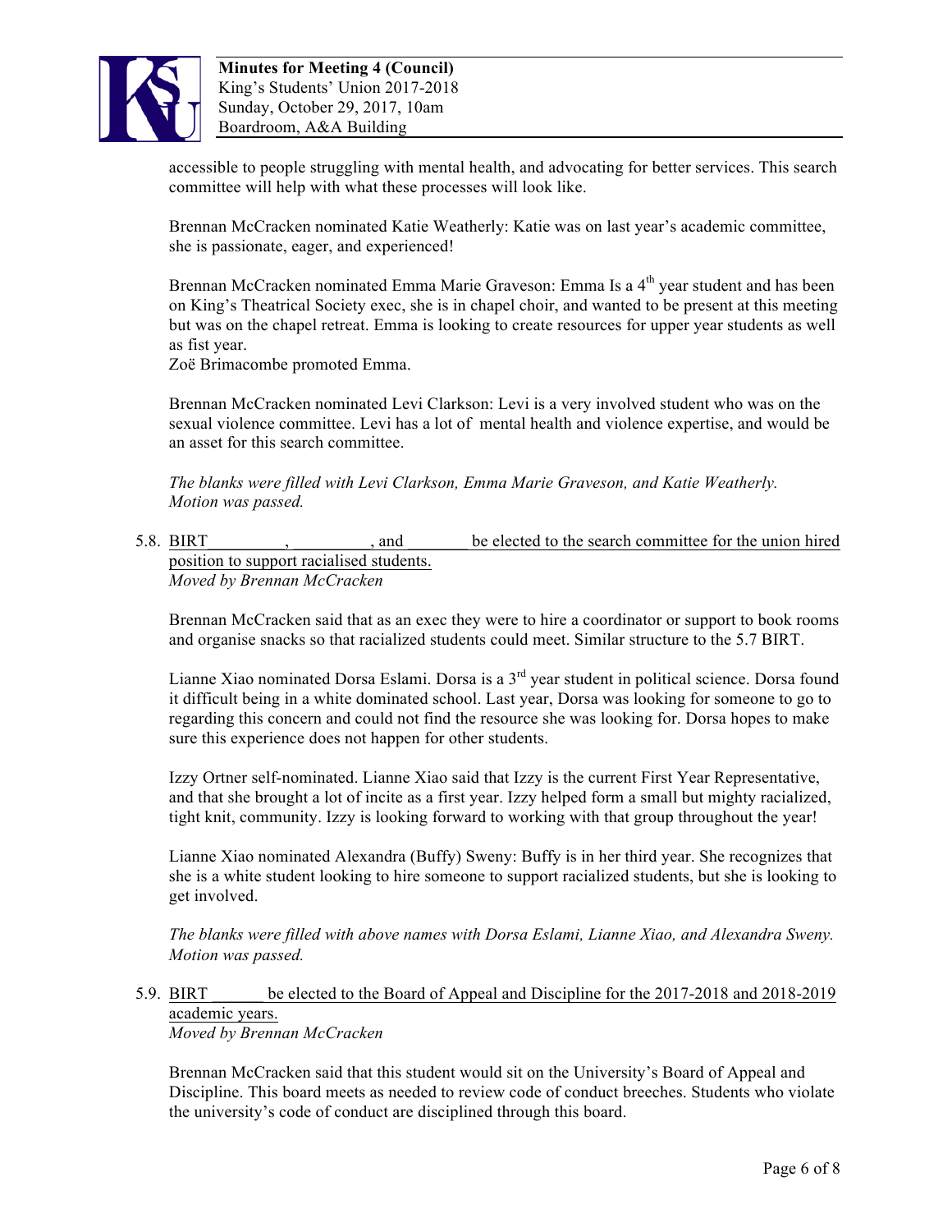accessible to people struggling with mental health, and advocating for better services. This search committee will help with what these processes will look like.

Brennan McCracken nominated Katie Weatherly: Katie was on last year's academic committee, she is passionate, eager, and experienced!

Brennan McCracken nominated Emma Marie Graveson: Emma Is a 4th year student and has been on King's Theatrical Society exec, she is in chapel choir, and wanted to be present at this meeting but was on the chapel retreat. Emma is looking to create resources for upper year students as well as fist year.
Zoë Brimacombe promoted Emma.

Brennan McCracken nominated Levi Clarkson: Levi is a very involved student who was on the sexual violence committee. Levi has a lot of mental health and violence expertise, and would be an asset for this search committee.

*The blanks were filled with Levi Clarkson, Emma Marie Graveson, and Katie Weatherly. Motion was passed.*

5.8. BIRT_________, _________, and _______ be elected to the search committee for the union hired position to support racialised students.
*Moved by Brennan McCracken*

Brennan McCracken said that as an exec they were to hire a coordinator or support to book rooms and organise snacks so that racialized students could meet. Similar structure to the 5.7 BIRT.

Lianne Xiao nominated Dorsa Eslami. Dorsa is a 3rd year student in political science. Dorsa found it difficult being in a white dominated school. Last year, Dorsa was looking for someone to go to regarding this concern and could not find the resource she was looking for. Dorsa hopes to make sure this experience does not happen for other students.

Izzy Ortner self-nominated. Lianne Xiao said that Izzy is the current First Year Representative, and that she brought a lot of incite as a first year. Izzy helped form a small but mighty racialized, tight knit, community. Izzy is looking forward to working with that group throughout the year!

Lianne Xiao nominated Alexandra (Buffy) Sweny: Buffy is in her third year. She recognizes that she is a white student looking to hire someone to support racialized students, but she is looking to get involved.

*The blanks were filled with above names with Dorsa Eslami, Lianne Xiao, and Alexandra Sweny. Motion was passed.*

5.9. BIRT ______ be elected to the Board of Appeal and Discipline for the 2017-2018 and 2018-2019 academic years.
*Moved by Brennan McCracken*

Brennan McCracken said that this student would sit on the University's Board of Appeal and Discipline. This board meets as needed to review code of conduct breeches. Students who violate the university's code of conduct are disciplined through this board.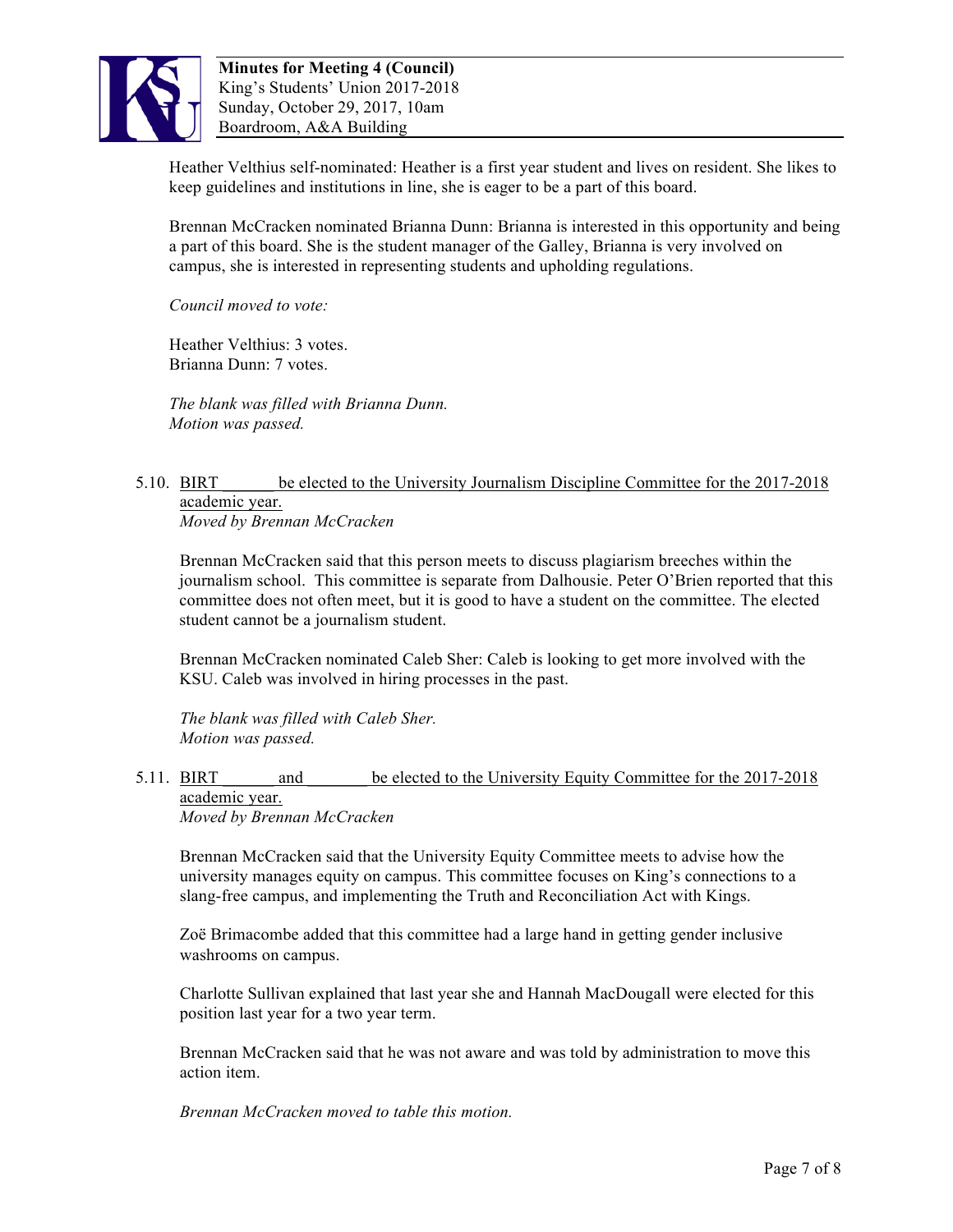Heather Velthius self-nominated: Heather is a first year student and lives on resident. She likes to keep guidelines and institutions in line, she is eager to be a part of this board.

Brennan McCracken nominated Brianna Dunn: Brianna is interested in this opportunity and being a part of this board. She is the student manager of the Galley, Brianna is very involved on campus, she is interested in representing students and upholding regulations.

*Council moved to vote:*

Heather Velthius: 3 votes.
Brianna Dunn: 7 votes.

*The blank was filled with Brianna Dunn.*
*Motion was passed.*

5.10. BIRT ______ be elected to the University Journalism Discipline Committee for the 2017-2018 academic year.
*Moved by Brennan McCracken*

Brennan McCracken said that this person meets to discuss plagiarism breeches within the journalism school. This committee is separate from Dalhousie. Peter O'Brien reported that this committee does not often meet, but it is good to have a student on the committee. The elected student cannot be a journalism student.

Brennan McCracken nominated Caleb Sher: Caleb is looking to get more involved with the KSU. Caleb was involved in hiring processes in the past.

*The blank was filled with Caleb Sher.*
*Motion was passed.*

5.11. BIRT ______ and _______ be elected to the University Equity Committee for the 2017-2018 academic year.
*Moved by Brennan McCracken*

Brennan McCracken said that the University Equity Committee meets to advise how the university manages equity on campus. This committee focuses on King's connections to a slang-free campus, and implementing the Truth and Reconciliation Act with Kings.

Zoë Brimacombe added that this committee had a large hand in getting gender inclusive washrooms on campus.

Charlotte Sullivan explained that last year she and Hannah MacDougall were elected for this position last year for a two year term.

Brennan McCracken said that he was not aware and was told by administration to move this action item.

*Brennan McCracken moved to table this motion.*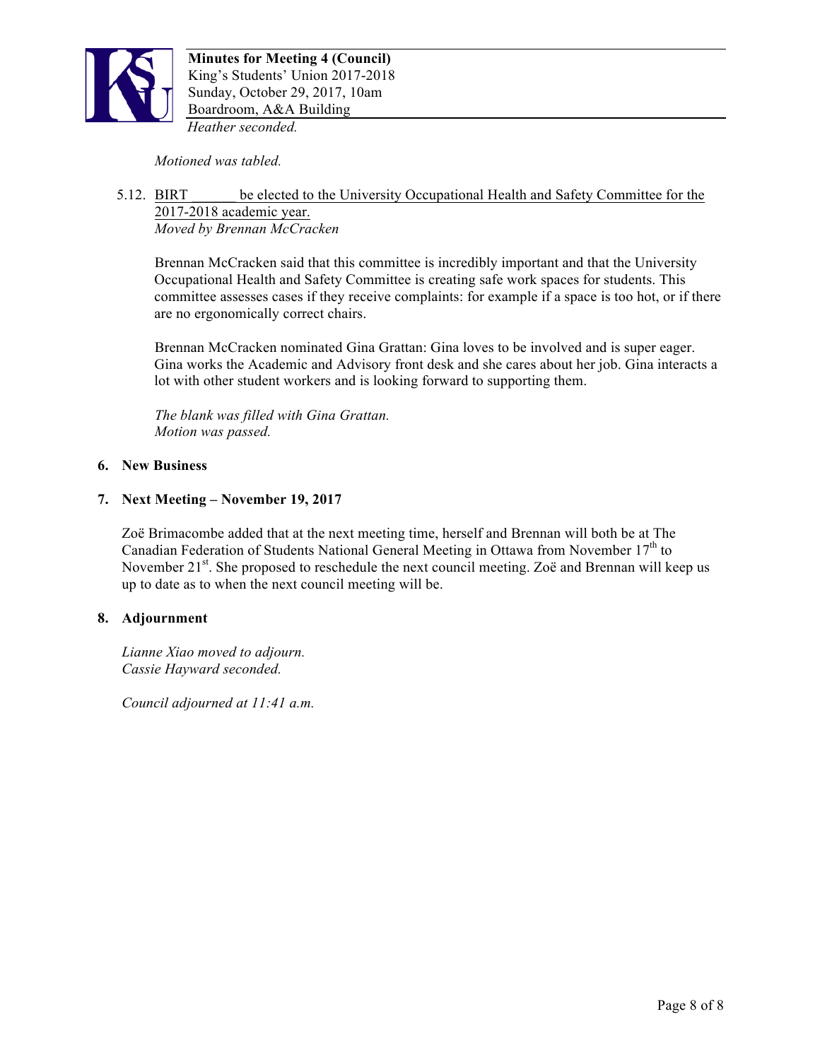*Heather seconded.*

*Motioned was tabled.*

5.12. BIRT ______ be elected to the University Occupational Health and Safety Committee for the 2017-2018 academic year.
*Moved by Brennan McCracken*

Brennan McCracken said that this committee is incredibly important and that the University Occupational Health and Safety Committee is creating safe work spaces for students. This committee assesses cases if they receive complaints: for example if a space is too hot, or if there are no ergonomically correct chairs.

Brennan McCracken nominated Gina Grattan: Gina loves to be involved and is super eager. Gina works the Academic and Advisory front desk and she cares about her job. Gina interacts a lot with other student workers and is looking forward to supporting them.

*The blank was filled with Gina Grattan.*
*Motion was passed.*

## 6. New Business

## 7. Next Meeting – November 19, 2017

Zoë Brimacombe added that at the next meeting time, herself and Brennan will both be at The Canadian Federation of Students National General Meeting in Ottawa from November 17th to November 21st. She proposed to reschedule the next council meeting. Zoë and Brennan will keep us up to date as to when the next council meeting will be.

## 8. Adjournment

*Lianne Xiao moved to adjourn.*
*Cassie Hayward seconded.*

*Council adjourned at 11:41 a.m.*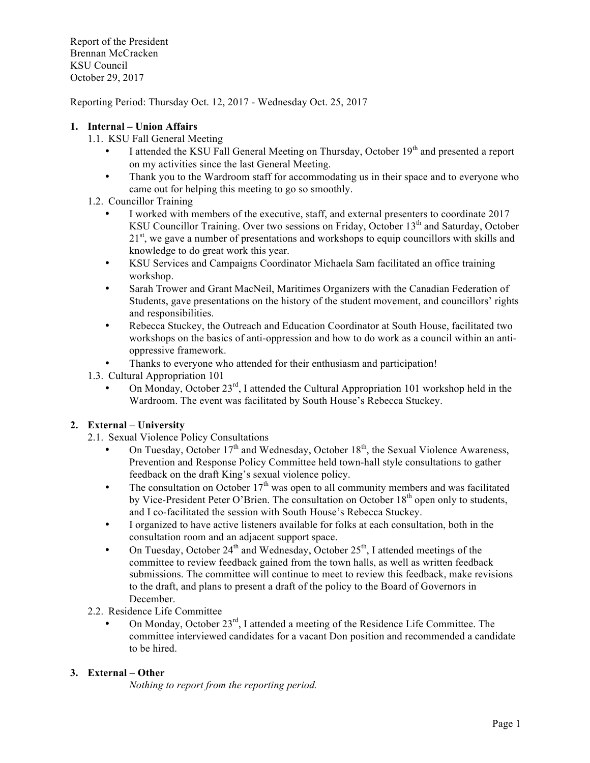Report of the President
Brennan McCracken
KSU Council
October 29, 2017

Reporting Period: Thursday Oct. 12, 2017 - Wednesday Oct. 25, 2017

## 1. Internal – Union Affairs

### 1.1. KSU Fall General Meeting

- I attended the KSU Fall General Meeting on Thursday, October 19th and presented a report on my activities since the last General Meeting.
- Thank you to the Wardroom staff for accommodating us in their space and to everyone who came out for helping this meeting to go so smoothly.

### 1.2. Councillor Training

- I worked with members of the executive, staff, and external presenters to coordinate 2017 KSU Councillor Training. Over two sessions on Friday, October 13th and Saturday, October 21st, we gave a number of presentations and workshops to equip councillors with skills and knowledge to do great work this year.
- KSU Services and Campaigns Coordinator Michaela Sam facilitated an office training workshop.
- Sarah Trower and Grant MacNeil, Maritimes Organizers with the Canadian Federation of Students, gave presentations on the history of the student movement, and councillors' rights and responsibilities.
- Rebecca Stuckey, the Outreach and Education Coordinator at South House, facilitated two workshops on the basics of anti-oppression and how to do work as a council within an anti-oppressive framework.
- Thanks to everyone who attended for their enthusiasm and participation!

### 1.3. Cultural Appropriation 101

- On Monday, October 23rd, I attended the Cultural Appropriation 101 workshop held in the Wardroom. The event was facilitated by South House's Rebecca Stuckey.

## 2. External – University

### 2.1. Sexual Violence Policy Consultations

- On Tuesday, October 17th and Wednesday, October 18th, the Sexual Violence Awareness, Prevention and Response Policy Committee held town-hall style consultations to gather feedback on the draft King's sexual violence policy.
- The consultation on October 17th was open to all community members and was facilitated by Vice-President Peter O'Brien. The consultation on October 18th open only to students, and I co-facilitated the session with South House's Rebecca Stuckey.
- I organized to have active listeners available for folks at each consultation, both in the consultation room and an adjacent support space.
- On Tuesday, October 24th and Wednesday, October 25th, I attended meetings of the committee to review feedback gained from the town halls, as well as written feedback submissions. The committee will continue to meet to review this feedback, make revisions to the draft, and plans to present a draft of the policy to the Board of Governors in December.

### 2.2. Residence Life Committee

- On Monday, October 23rd, I attended a meeting of the Residence Life Committee. The committee interviewed candidates for a vacant Don position and recommended a candidate to be hired.

## 3. External – Other

*Nothing to report from the reporting period.*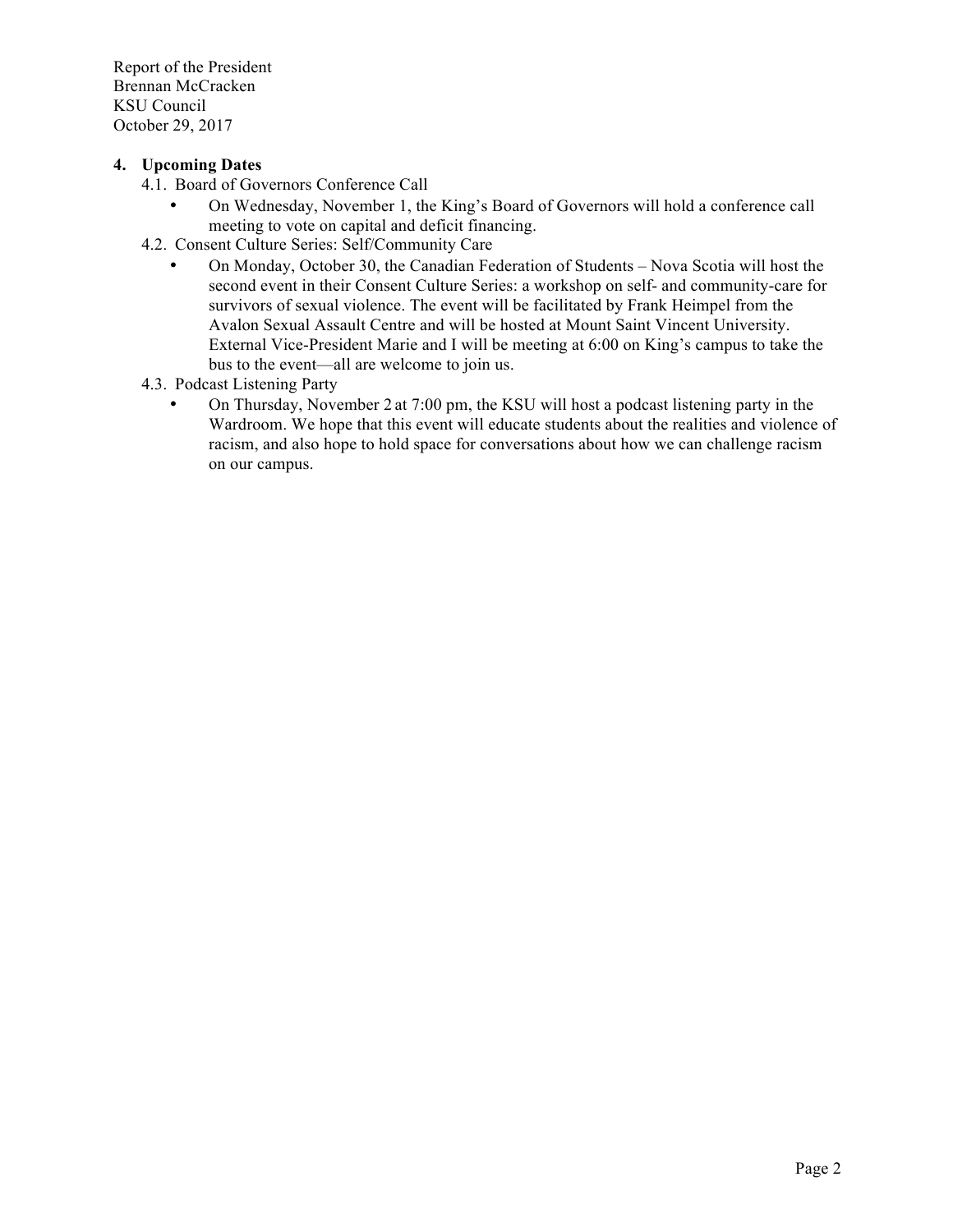Report of the President
Brennan McCracken
KSU Council
October 29, 2017

## 4. Upcoming Dates

### 4.1. Board of Governors Conference Call

- On Wednesday, November 1, the King's Board of Governors will hold a conference call meeting to vote on capital and deficit financing.

### 4.2. Consent Culture Series: Self/Community Care

- On Monday, October 30, the Canadian Federation of Students – Nova Scotia will host the second event in their Consent Culture Series: a workshop on self- and community-care for survivors of sexual violence. The event will be facilitated by Frank Heimpel from the Avalon Sexual Assault Centre and will be hosted at Mount Saint Vincent University. External Vice-President Marie and I will be meeting at 6:00 on King's campus to take the bus to the event—all are welcome to join us.

### 4.3. Podcast Listening Party

- On Thursday, November 2 at 7:00 pm, the KSU will host a podcast listening party in the Wardroom. We hope that this event will educate students about the realities and violence of racism, and also hope to hold space for conversations about how we can challenge racism on our campus.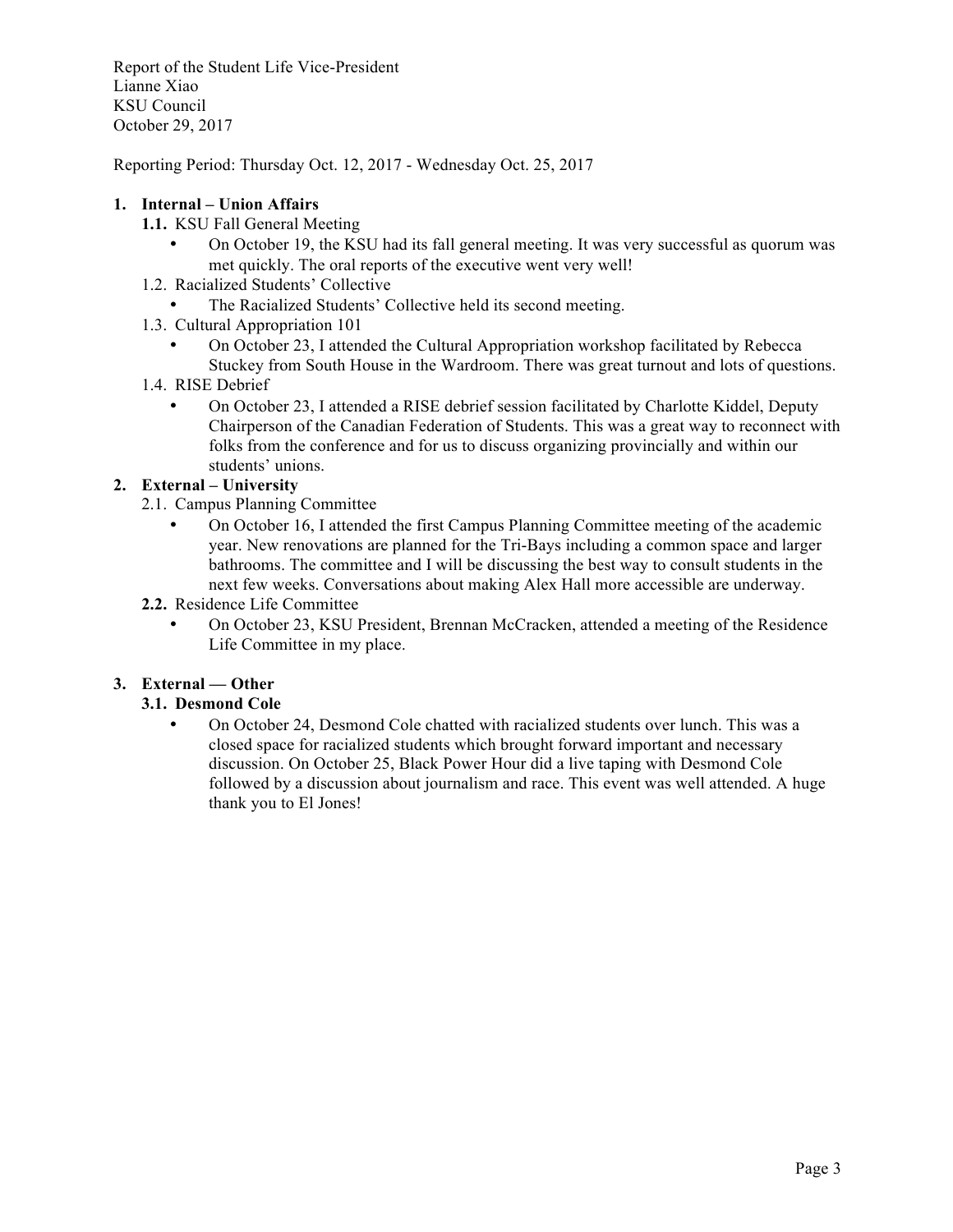Report of the Student Life Vice-President
Lianne Xiao
KSU Council
October 29, 2017

Reporting Period: Thursday Oct. 12, 2017 - Wednesday Oct. 25, 2017

## 1. Internal – Union Affairs

### 1.1. KSU Fall General Meeting

- On October 19, the KSU had its fall general meeting. It was very successful as quorum was met quickly. The oral reports of the executive went very well!

### 1.2. Racialized Students' Collective

- The Racialized Students' Collective held its second meeting.

### 1.3. Cultural Appropriation 101

- On October 23, I attended the Cultural Appropriation workshop facilitated by Rebecca Stuckey from South House in the Wardroom. There was great turnout and lots of questions.

### 1.4. RISE Debrief

- On October 23, I attended a RISE debrief session facilitated by Charlotte Kiddel, Deputy Chairperson of the Canadian Federation of Students. This was a great way to reconnect with folks from the conference and for us to discuss organizing provincially and within our students' unions.

## 2. External – University

### 2.1. Campus Planning Committee

- On October 16, I attended the first Campus Planning Committee meeting of the academic year. New renovations are planned for the Tri-Bays including a common space and larger bathrooms. The committee and I will be discussing the best way to consult students in the next few weeks. Conversations about making Alex Hall more accessible are underway.

### 2.2. Residence Life Committee

- On October 23, KSU President, Brennan McCracken, attended a meeting of the Residence Life Committee in my place.

## 3. External — Other

### 3.1. Desmond Cole

- On October 24, Desmond Cole chatted with racialized students over lunch. This was a closed space for racialized students which brought forward important and necessary discussion. On October 25, Black Power Hour did a live taping with Desmond Cole followed by a discussion about journalism and race. This event was well attended. A huge thank you to El Jones!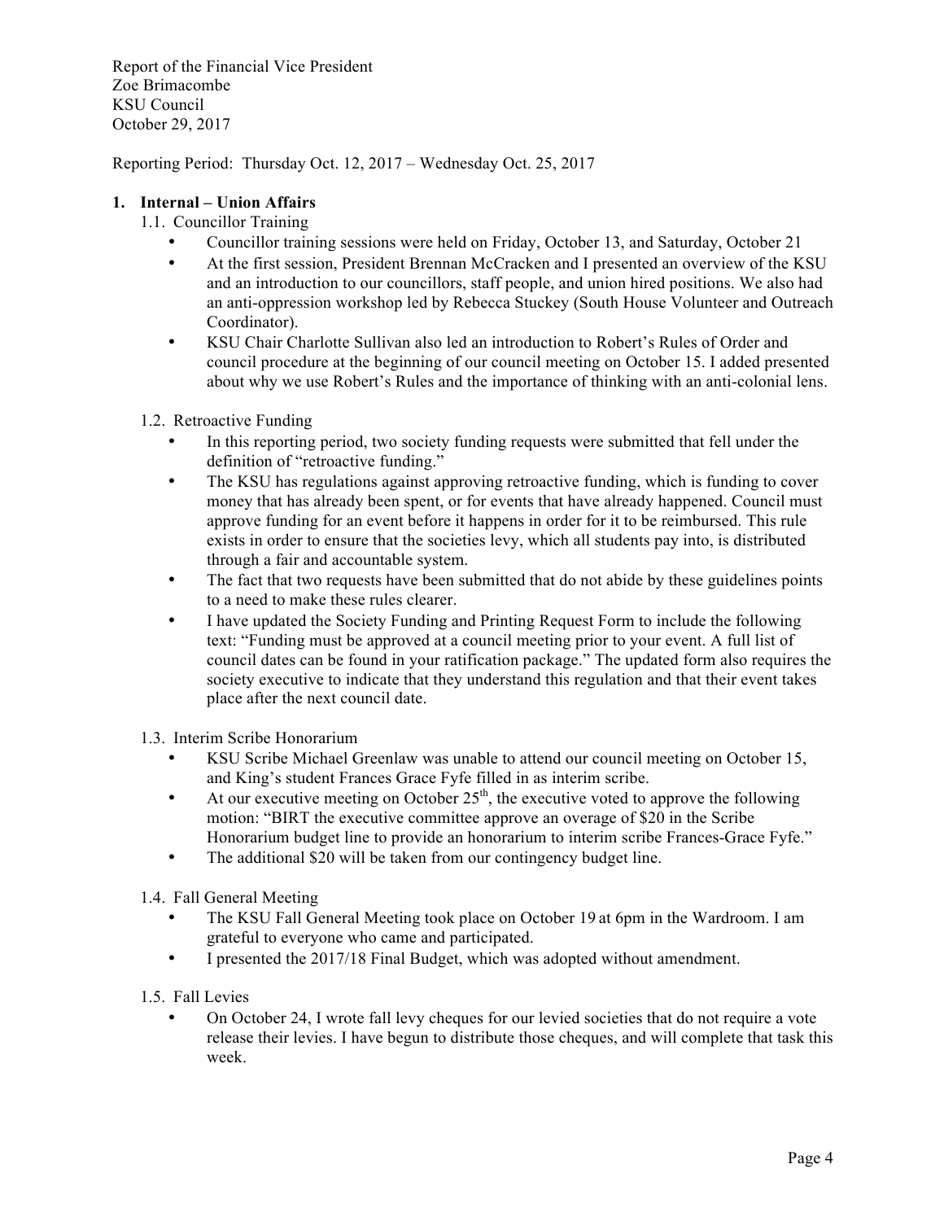Report of the Financial Vice President
Zoe Brimacombe
KSU Council
October 29, 2017

Reporting Period: Thursday Oct. 12, 2017 – Wednesday Oct. 25, 2017

## 1. Internal – Union Affairs

### 1.1. Councillor Training

- Councillor training sessions were held on Friday, October 13, and Saturday, October 21
- At the first session, President Brennan McCracken and I presented an overview of the KSU and an introduction to our councillors, staff people, and union hired positions. We also had an anti-oppression workshop led by Rebecca Stuckey (South House Volunteer and Outreach Coordinator).
- KSU Chair Charlotte Sullivan also led an introduction to Robert's Rules of Order and council procedure at the beginning of our council meeting on October 15. I added presented about why we use Robert's Rules and the importance of thinking with an anti-colonial lens.

### 1.2. Retroactive Funding

- In this reporting period, two society funding requests were submitted that fell under the definition of "retroactive funding."
- The KSU has regulations against approving retroactive funding, which is funding to cover money that has already been spent, or for events that have already happened. Council must approve funding for an event before it happens in order for it to be reimbursed. This rule exists in order to ensure that the societies levy, which all students pay into, is distributed through a fair and accountable system.
- The fact that two requests have been submitted that do not abide by these guidelines points to a need to make these rules clearer.
- I have updated the Society Funding and Printing Request Form to include the following text: "Funding must be approved at a council meeting prior to your event. A full list of council dates can be found in your ratification package." The updated form also requires the society executive to indicate that they understand this regulation and that their event takes place after the next council date.

### 1.3. Interim Scribe Honorarium

- KSU Scribe Michael Greenlaw was unable to attend our council meeting on October 15, and King's student Frances Grace Fyfe filled in as interim scribe.
- At our executive meeting on October 25th, the executive voted to approve the following motion: "BIRT the executive committee approve an overage of $20 in the Scribe Honorarium budget line to provide an honorarium to interim scribe Frances-Grace Fyfe."
- The additional $20 will be taken from our contingency budget line.

### 1.4. Fall General Meeting

- The KSU Fall General Meeting took place on October 19 at 6pm in the Wardroom. I am grateful to everyone who came and participated.
- I presented the 2017/18 Final Budget, which was adopted without amendment.

### 1.5. Fall Levies

- On October 24, I wrote fall levy cheques for our levied societies that do not require a vote release their levies. I have begun to distribute those cheques, and will complete that task this week.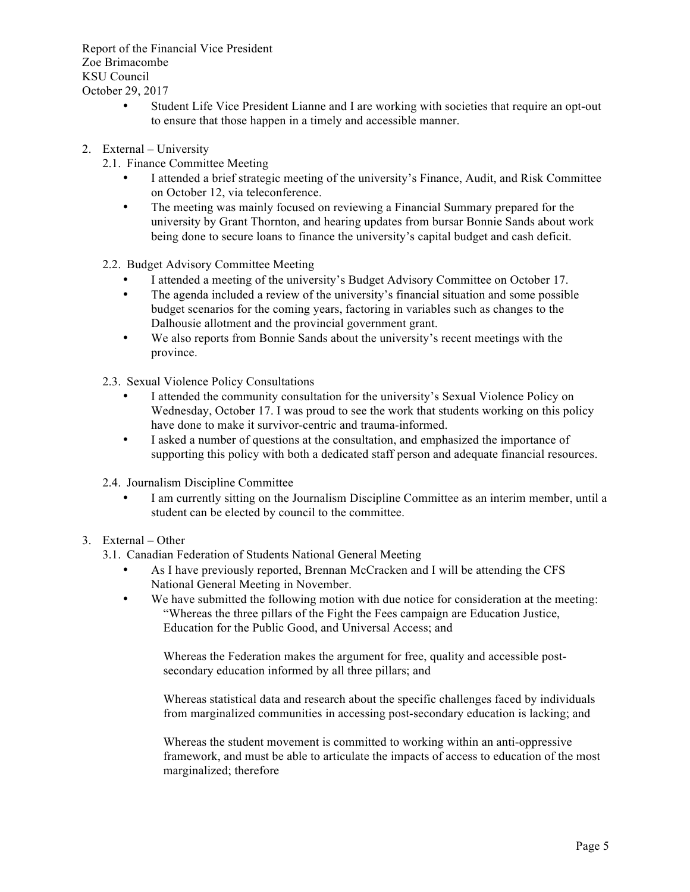- Student Life Vice President Lianne and I are working with societies that require an opt-out to ensure that those happen in a timely and accessible manner.

2. External – University

   2.1. Finance Committee Meeting

   - I attended a brief strategic meeting of the university's Finance, Audit, and Risk Committee on October 12, via teleconference.
   - The meeting was mainly focused on reviewing a Financial Summary prepared for the university by Grant Thornton, and hearing updates from bursar Bonnie Sands about work being done to secure loans to finance the university's capital budget and cash deficit.

   2.2. Budget Advisory Committee Meeting

   - I attended a meeting of the university's Budget Advisory Committee on October 17.
   - The agenda included a review of the university's financial situation and some possible budget scenarios for the coming years, factoring in variables such as changes to the Dalhousie allotment and the provincial government grant.
   - We also reports from Bonnie Sands about the university's recent meetings with the province.

   2.3. Sexual Violence Policy Consultations

   - I attended the community consultation for the university's Sexual Violence Policy on Wednesday, October 17. I was proud to see the work that students working on this policy have done to make it survivor-centric and trauma-informed.
   - I asked a number of questions at the consultation, and emphasized the importance of supporting this policy with both a dedicated staff person and adequate financial resources.

   2.4. Journalism Discipline Committee

   - I am currently sitting on the Journalism Discipline Committee as an interim member, until a student can be elected by council to the committee.

3. External – Other

   3.1. Canadian Federation of Students National General Meeting

   - As I have previously reported, Brennan McCracken and I will be attending the CFS National General Meeting in November.
   - We have submitted the following motion with due notice for consideration at the meeting:

     "Whereas the three pillars of the Fight the Fees campaign are Education Justice, Education for the Public Good, and Universal Access; and

     Whereas the Federation makes the argument for free, quality and accessible post-secondary education informed by all three pillars; and

     Whereas statistical data and research about the specific challenges faced by individuals from marginalized communities in accessing post-secondary education is lacking; and

     Whereas the student movement is committed to working within an anti-oppressive framework, and must be able to articulate the impacts of access to education of the most marginalized; therefore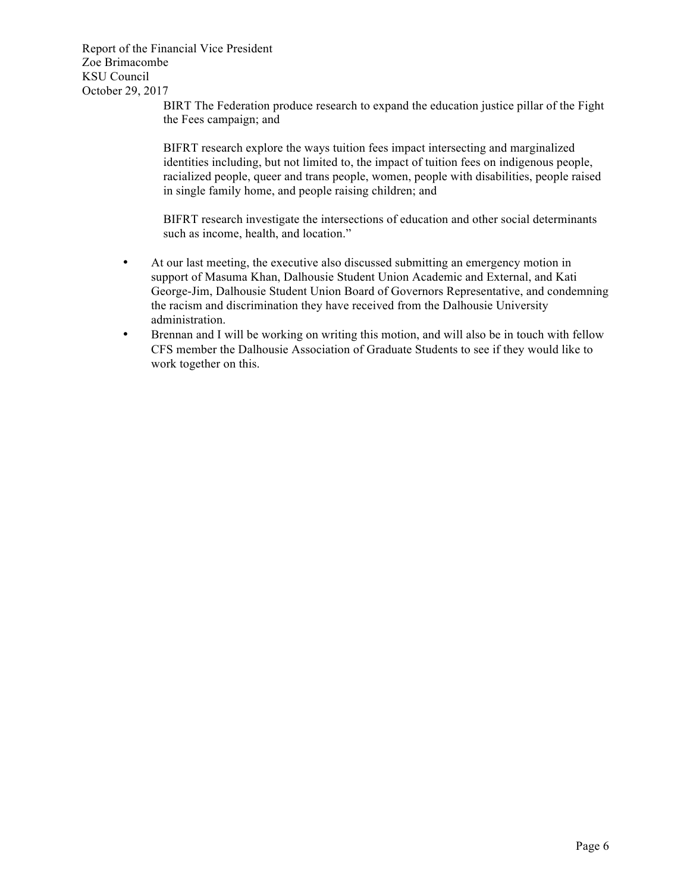BIRT The Federation produce research to expand the education justice pillar of the Fight the Fees campaign; and

BIFRT research explore the ways tuition fees impact intersecting and marginalized identities including, but not limited to, the impact of tuition fees on indigenous people, racialized people, queer and trans people, women, people with disabilities, people raised in single family home, and people raising children; and

BIFRT research investigate the intersections of education and other social determinants such as income, health, and location."

- At our last meeting, the executive also discussed submitting an emergency motion in support of Masuma Khan, Dalhousie Student Union Academic and External, and Kati George-Jim, Dalhousie Student Union Board of Governors Representative, and condemning the racism and discrimination they have received from the Dalhousie University administration.
- Brennan and I will be working on writing this motion, and will also be in touch with fellow CFS member the Dalhousie Association of Graduate Students to see if they would like to work together on this.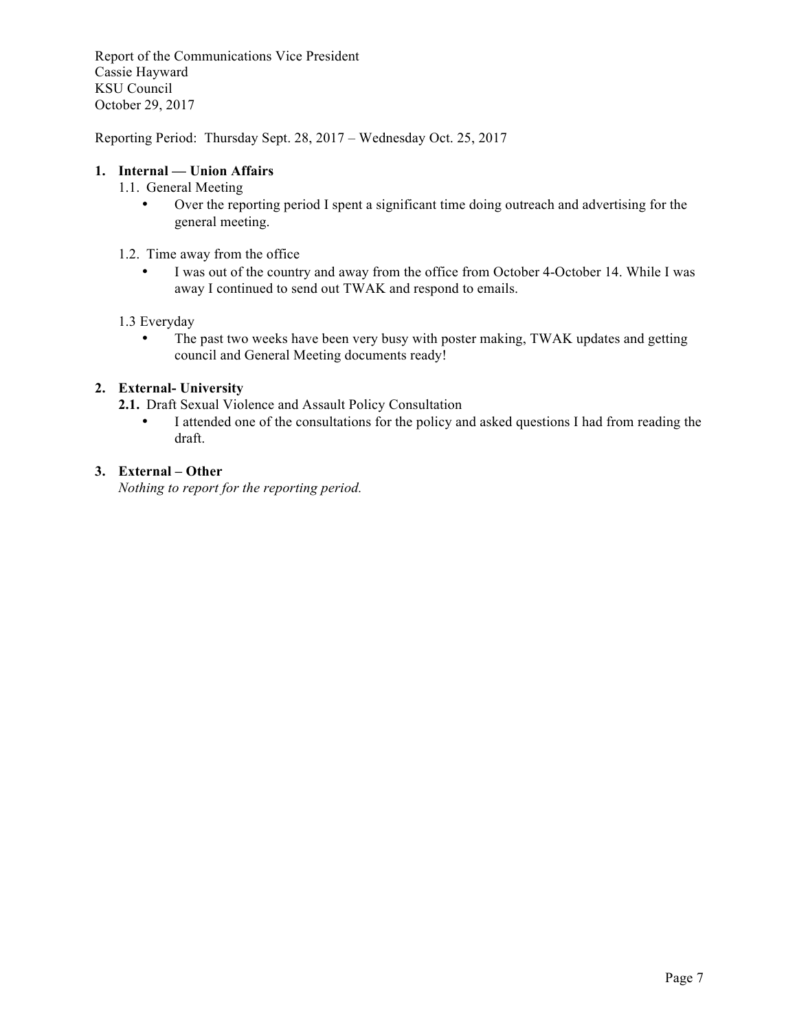Report of the Communications Vice President
Cassie Hayward
KSU Council
October 29, 2017

Reporting Period: Thursday Sept. 28, 2017 – Wednesday Oct. 25, 2017

## 1. Internal — Union Affairs

1.1. General Meeting

- Over the reporting period I spent a significant time doing outreach and advertising for the general meeting.

1.2. Time away from the office

- I was out of the country and away from the office from October 4-October 14. While I was away I continued to send out TWAK and respond to emails.

1.3 Everyday

- The past two weeks have been very busy with poster making, TWAK updates and getting council and General Meeting documents ready!

## 2. External- University

**2.1.** Draft Sexual Violence and Assault Policy Consultation

- I attended one of the consultations for the policy and asked questions I had from reading the draft.

## 3. External – Other

*Nothing to report for the reporting period.*